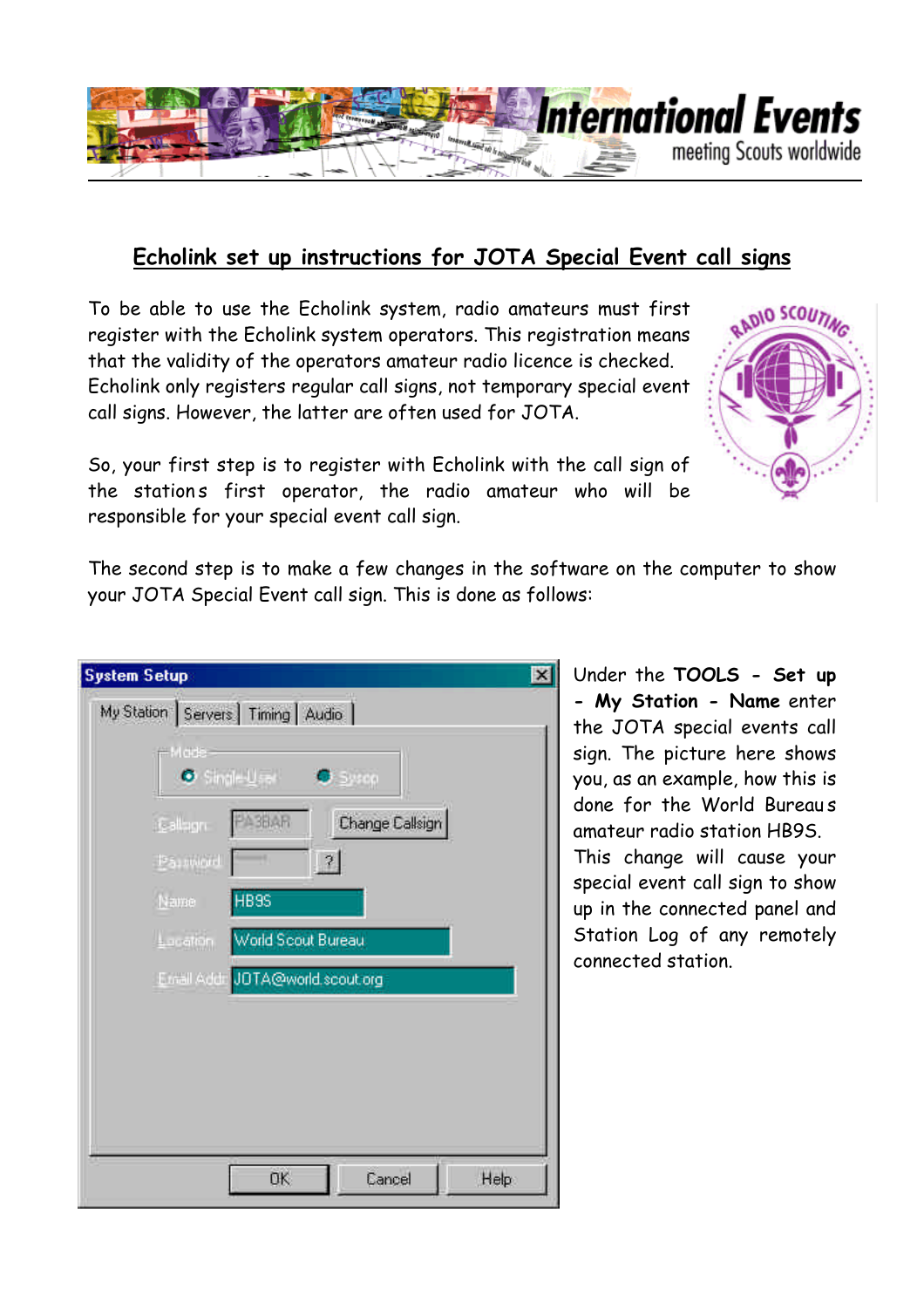## Echolink set up instructions for JOTA Special Event call signs

To be able to use the Echolink system, radio amateurs must first register with the Echolink system operators. This registration means that the validity of the operators amateur radio licence is checked. Echolink only registers regular call signs, not temporary special event call signs. However, the latter are often used for JOTA.

So, your first step is to register with Echolink with the call sign of the stations first operator, the radio amateur who will be responsible for your special event call sign.

The second step is to make a few changes in the software on the computer to show your JOTA Special Event call sign. This is done as follows:

Under the **TOOLS - Set up - My Station - Name** enter the JOTA special events call sign. The picture here shows you, as an example, how this is done for the World Bureaus amateur radio station HB9S. This change will cause your special event call sign to show up in the connected panel and Station Log of any remotely connected station.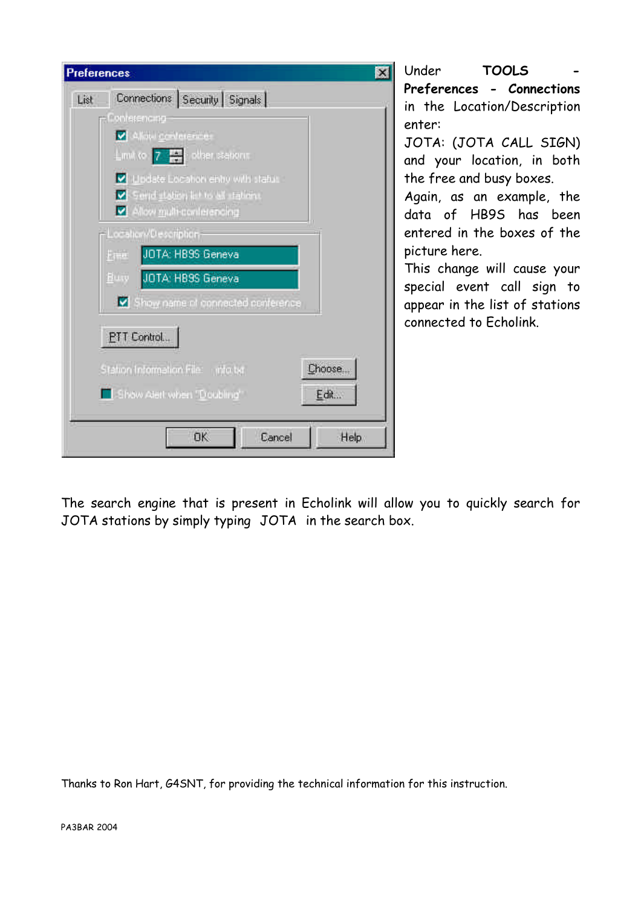Under **TOOLS - Preferences - Connections** in the Location/Description enter:

JOTA: (JOTA CALL SIGN) and your location, in both the free and busy boxes.

Again, as an example, the data of HB9S has been entered in the boxes of the picture here.

This change will cause your special event call sign to appear in the list of stations connected to Echolink.

The search engine that is present in Echolink will allow you to quickly search for JOTA stations by simply typing JOTA in the search box.

Thanks to Ron Hart, G4SNT, for providing the technical information for this instruction.

PA3BAR 2004